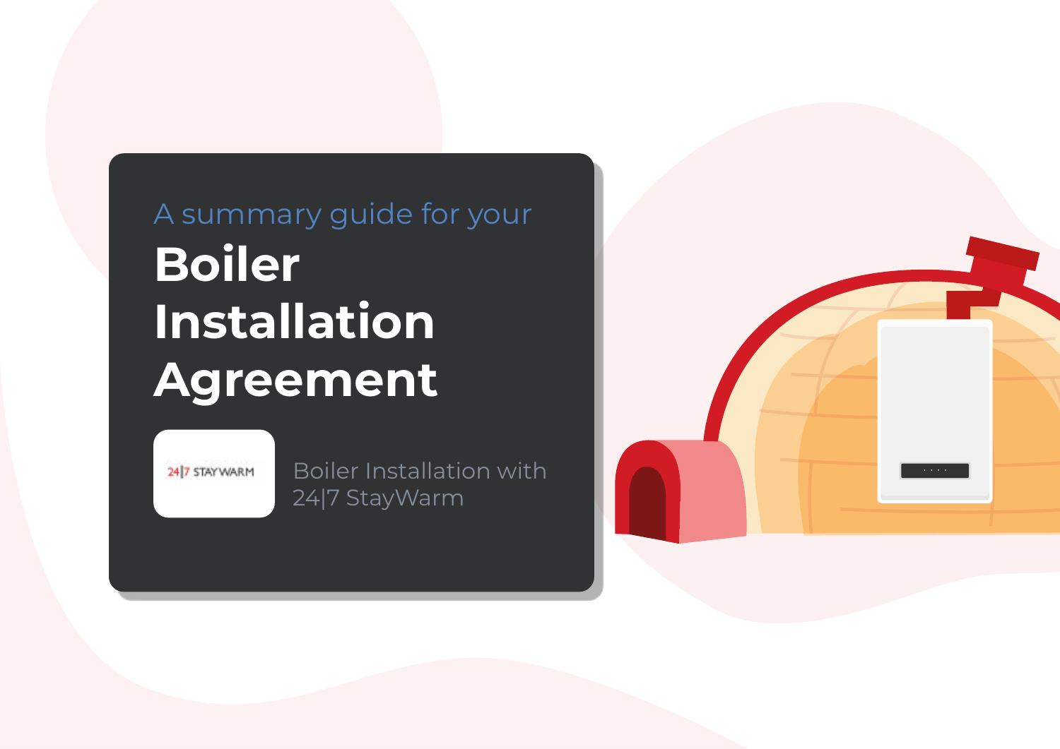A summary guide for your

# Boiler Installation Agreement

24|7 STAYWARM

Boiler Installation with 24|7 StayWarm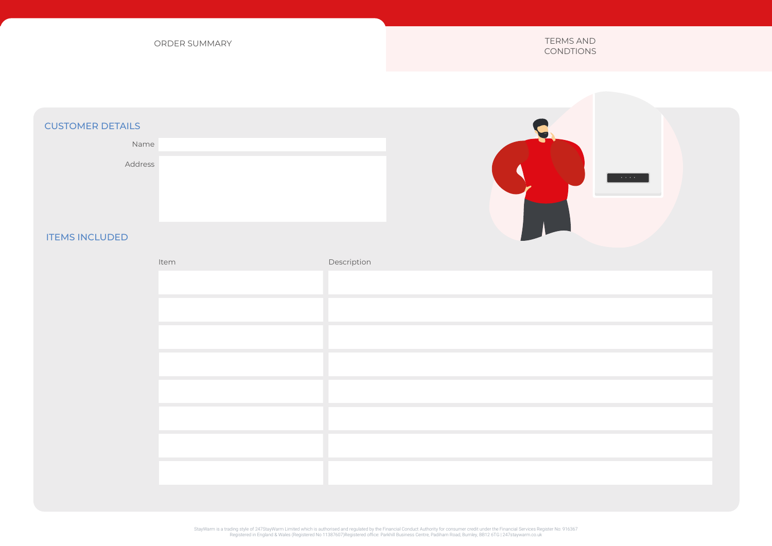ORDER SUMMARY

TERMS AND CONDTIONS

## CUSTOMER DETAILS

Name

Address

## ITEMS INCLUDED

| Item | Description |
| --- | --- |
| | |
| | |
| | |
| | |
| | |
| | |
| | |
| | |

StayWarm is a trading style of 247StayWarm Limited which is authorised and regulated by the Financial Conduct Authority for consumer credit under the Financial Services Register No; 916367
Registered in England & Wales (Registered No 11387607)Registered office: Parkhill Business Centre, Padiham Road, Burnley, BB12 6TG | 247staywarm.co.uk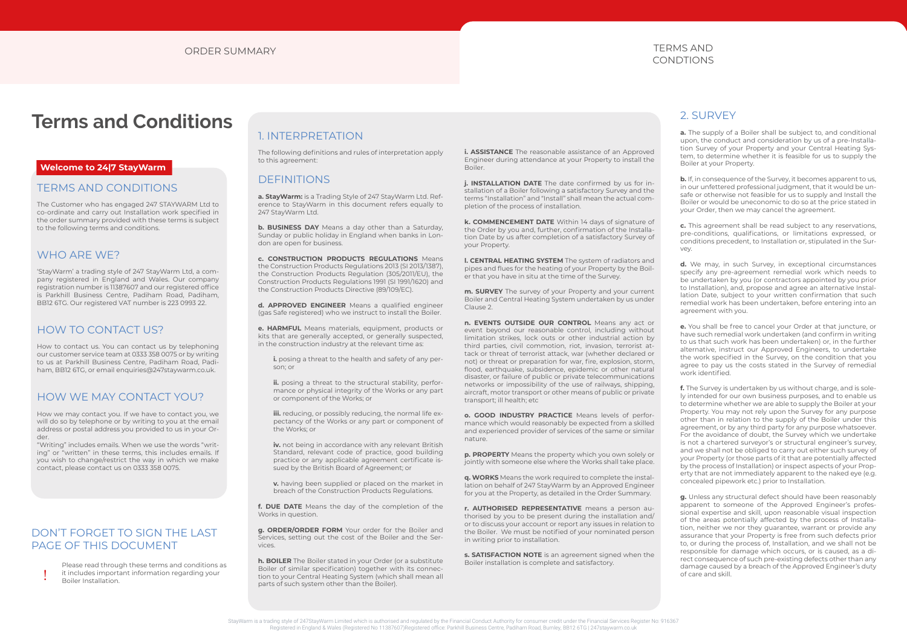# Terms and Conditions

**Welcome to 24|7 StayWarm**

## TERMS AND CONDITIONS

The Customer who has engaged 247 STAYWARM Ltd to co-ordinate and carry out Installation work specified in the order summary provided with these terms is subject to the following terms and conditions.

## WHO ARE WE?

'StayWarm' a trading style of 247 StayWarm Ltd, a company registered in England and Wales. Our company registration number is 11387607 and our registered office is Parkhill Business Centre, Padiham Road, Padiham, BB12 6TG. Our registered VAT number is 223 0993 22.

## HOW TO CONTACT US?

How to contact us. You can contact us by telephoning our customer service team at 0333 358 0075 or by writing to us at Parkhill Business Centre, Padiham Road, Padiham, BB12 6TG, or email enquiries@247staywarm.co.uk.

## HOW WE MAY CONTACT YOU?

How we may contact you. If we have to contact you, we will do so by telephone or by writing to you at the email address or postal address you provided to us in your Order.

"Writing" includes emails. When we use the words "writing" or "written" in these terms, this includes emails. If you wish to change/restrict the way in which we make contact, please contact us on 0333 358 0075.

## DON'T FORGET TO SIGN THE LAST PAGE OF THIS DOCUMENT

! Please read through these terms and conditions as it includes important information regarding your Boiler Installation.

## 1. INTERPRETATION

The following definitions and rules of interpretation apply to this agreement:

## DEFINITIONS

**a. StayWarm:** is a Trading Style of 247 StayWarm Ltd. Reference to StayWarm in this document refers equally to 247 StayWarm Ltd.

**b. BUSINESS DAY** Means a day other than a Saturday, Sunday or public holiday in England when banks in London are open for business.

**c. CONSTRUCTION PRODUCTS REGULATIONS** Means the Construction Products Regulations 2013 (SI 2013/1387), the Construction Products Regulation (305/2011/EU), the Construction Products Regulations 1991 (SI 1991/1620) and the Construction Products Directive (89/109/EC).

**d. APPROVED ENGINEER** Means a qualified engineer (gas Safe registered) who we instruct to install the Boiler.

**e. HARMFUL** Means materials, equipment, products or kits that are generally accepted, or generally suspected, in the construction industry at the relevant time as:

- **i.** posing a threat to the health and safety of any person; or
- **ii.** posing a threat to the structural stability, performance or physical integrity of the Works or any part or component of the Works; or
- **iii.** reducing, or possibly reducing, the normal life expectancy of the Works or any part or component of the Works; or
- **iv.** not being in accordance with any relevant British Standard, relevant code of practice, good building practice or any applicable agreement certificate issued by the British Board of Agreement; or
- **v.** having been supplied or placed on the market in breach of the Construction Products Regulations.

**f. DUE DATE** Means the day of the completion of the Works in question.

**g. ORDER/ORDER FORM** Your order for the Boiler and Services, setting out the cost of the Boiler and the Services.

**h. BOILER** The Boiler stated in your Order (or a substitute Boiler of similar specification) together with its connection to your Central Heating System (which shall mean all parts of such system other than the Boiler).

**i. ASSISTANCE** The reasonable assistance of an Approved Engineer during attendance at your Property to install the Boiler.

**j. INSTALLATION DATE** The date confirmed by us for installation of a Boiler following a satisfactory Survey and the terms "Installation" and "Install" shall mean the actual completion of the process of installation.

**k. COMMENCEMENT DATE** Within 14 days of signature of the Order by you and, further, confirmation of the Installation Date by us after completion of a satisfactory Survey of your Property.

**l. CENTRAL HEATING SYSTEM** The system of radiators and pipes and flues for the heating of your Property by the Boiler that you have in situ at the time of the Survey.

**m. SURVEY** The survey of your Property and your current Boiler and Central Heating System undertaken by us under Clause 2.

**n. EVENTS OUTSIDE OUR CONTROL** Means any act or event beyond our reasonable control, including without limitation strikes, lock outs or other industrial action by third parties, civil commotion, riot, invasion, terrorist attack or threat of terrorist attack, war (whether declared or not) or threat or preparation for war, fire, explosion, storm, flood, earthquake, subsidence, epidemic or other natural disaster, or failure of public or private telecommunications networks or impossibility of the use of railways, shipping, aircraft, motor transport or other means of public or private transport; ill health; etc

**o. GOOD INDUSTRY PRACTICE** Means levels of performance which would reasonably be expected from a skilled and experienced provider of services of the same or similar nature.

**p. PROPERTY** Means the property which you own solely or jointly with someone else where the Works shall take place.

**q. WORKS** Means the work required to complete the installation on behalf of 247 StayWarm by an Approved Engineer for you at the Property, as detailed in the Order Summary.

**r. AUTHORISED REPRESENTATIVE** means a person authorised by you to be present during the installation and/or to discuss your account or report any issues in relation to the Boiler. We must be notified of your nominated person in writing prior to installation.

**s. SATISFACTION NOTE** is an agreement signed when the Boiler installation is complete and satisfactory.

## 2. SURVEY

**a.** The supply of a Boiler shall be subject to, and conditional upon, the conduct and consideration by us of a pre-Installation Survey of your Property and your Central Heating System, to determine whether it is feasible for us to supply the Boiler at your Property.

**b.** If, in consequence of the Survey, it becomes apparent to us, in our unfettered professional judgment, that it would be unsafe or otherwise not feasible for us to supply and Install the Boiler or would be uneconomic to do so at the price stated in your Order, then we may cancel the agreement.

**c.** This agreement shall be read subject to any reservations, pre-conditions, qualifications, or limitations expressed, or conditions precedent, to Installation or, stipulated in the Survey.

**d.** We may, in such Survey, in exceptional circumstances specify any pre-agreement remedial work which needs to be undertaken by you (or contractors appointed by you prior to Installation), and, propose and agree an alternative Installation Date, subject to your written confirmation that such remedial work has been undertaken, before entering into an agreement with you.

**e.** You shall be free to cancel your Order at that juncture, or have such remedial work undertaken (and confirm in writing to us that such work has been undertaken) or, in the further alternative, instruct our Approved Engineers, to undertake the work specified in the Survey, on the condition that you agree to pay us the costs stated in the Survey of remedial work identified.

**f.** The Survey is undertaken by us without charge, and is solely intended for our own business purposes, and to enable us to determine whether we are able to supply the Boiler at your Property. You may not rely upon the Survey for any purpose other than in relation to the supply of the Boiler under this agreement, or by any third party for any purpose whatsoever. For the avoidance of doubt, the Survey which we undertake is not a chartered surveyor's or structural engineer's survey, and we shall not be obliged to carry out either such survey of your Property (or those parts of it that are potentially affected by the process of Installation) or inspect aspects of your Property that are not immediately apparent to the naked eye (e.g. concealed pipework etc.) prior to Installation.

**g.** Unless any structural defect should have been reasonably apparent to someone of the Approved Engineer's professional expertise and skill, upon reasonable visual inspection of the areas potentially affected by the process of Installation, neither we nor they guarantee, warrant or provide any assurance that your Property is free from such defects prior to, or during the process of, Installation, and we shall not be responsible for damage which occurs, or is caused, as a direct consequence of such pre-existing defects other than any damage caused by a breach of the Approved Engineer's duty of care and skill.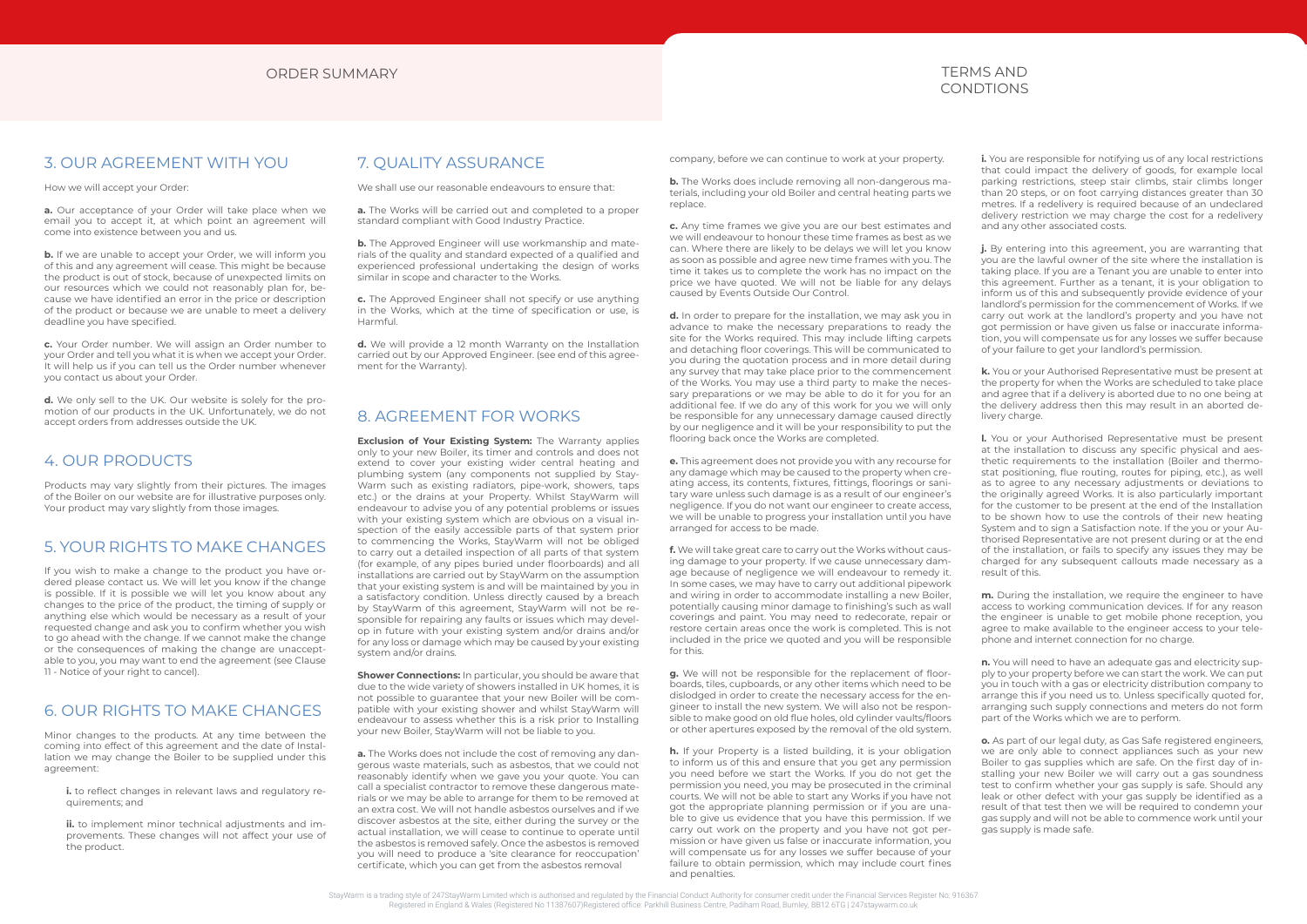ORDER SUMMARY

TERMS AND CONDTIONS

## 3. OUR AGREEMENT WITH YOU

How we will accept your Order:

**a.** Our acceptance of your Order will take place when we email you to accept it, at which point an agreement will come into existence between you and us.

**b.** If we are unable to accept your Order, we will inform you of this and any agreement will cease. This might be because the product is out of stock, because of unexpected limits on our resources which we could not reasonably plan for, because we have identified an error in the price or description of the product or because we are unable to meet a delivery deadline you have specified.

**c.** Your Order number. We will assign an Order number to your Order and tell you what it is when we accept your Order. It will help us if you can tell us the Order number whenever you contact us about your Order.

**d.** We only sell to the UK. Our website is solely for the promotion of our products in the UK. Unfortunately, we do not accept orders from addresses outside the UK.

## 4. OUR PRODUCTS

Products may vary slightly from their pictures. The images of the Boiler on our website are for illustrative purposes only. Your product may vary slightly from those images.

## 5. YOUR RIGHTS TO MAKE CHANGES

If you wish to make a change to the product you have ordered please contact us. We will let you know if the change is possible. If it is possible we will let you know about any changes to the price of the product, the timing of supply or anything else which would be necessary as a result of your requested change and ask you to confirm whether you wish to go ahead with the change. If we cannot make the change or the consequences of making the change are unacceptable to you, you may want to end the agreement (see Clause 11 - Notice of your right to cancel).

## 6. OUR RIGHTS TO MAKE CHANGES

Minor changes to the products. At any time between the coming into effect of this agreement and the date of Installation we may change the Boiler to be supplied under this agreement:

**i.** to reflect changes in relevant laws and regulatory requirements; and

**ii.** to implement minor technical adjustments and improvements. These changes will not affect your use of the product.

## 7. QUALITY ASSURANCE

We shall use our reasonable endeavours to ensure that:

**a.** The Works will be carried out and completed to a proper standard compliant with Good Industry Practice.

**b.** The Approved Engineer will use workmanship and materials of the quality and standard expected of a qualified and experienced professional undertaking the design of works similar in scope and character to the Works.

**c.** The Approved Engineer shall not specify or use anything in the Works, which at the time of specification or use, is Harmful.

**d.** We will provide a 12 month Warranty on the Installation carried out by our Approved Engineer. (see end of this agreement for the Warranty).

## 8. AGREEMENT FOR WORKS

**Exclusion of Your Existing System:** The Warranty applies only to your new Boiler, its timer and controls and does not extend to cover your existing wider central heating and plumbing system (any components not supplied by StayWarm such as existing radiators, pipe-work, showers, taps etc.) or the drains at your Property. Whilst StayWarm will endeavour to advise you of any potential problems or issues with your existing system which are obvious on a visual inspection of the easily accessible parts of that system prior to commencing the Works, StayWarm will not be obliged to carry out a detailed inspection of all parts of that system (for example, of any pipes buried under floorboards) and all installations are carried out by StayWarm on the assumption that your existing system is and will be maintained by you in a satisfactory condition. Unless directly caused by a breach by StayWarm of this agreement, StayWarm will not be responsible for repairing any faults or issues which may develop in future with your existing system and/or drains and/or for any loss or damage which may be caused by your existing system and/or drains.

**Shower Connections:** In particular, you should be aware that due to the wide variety of showers installed in UK homes, it is not possible to guarantee that your new Boiler will be compatible with your existing shower and whilst StayWarm will endeavour to assess whether this is a risk prior to Installing your new Boiler, StayWarm will not be liable to you.

**a.** The Works does not include the cost of removing any dangerous waste materials, such as asbestos, that we could not reasonably identify when we gave you your quote. You can call a specialist contractor to remove these dangerous materials or we may be able to arrange for them to be removed at an extra cost. We will not handle asbestos ourselves and if we discover asbestos at the site, either during the survey or the actual installation, we will cease to continue to operate until the asbestos is removed safely. Once the asbestos is removed you will need to produce a 'site clearance for reoccupation' certificate, which you can get from the asbestos removal company, before we can continue to work at your property.

**b.** The Works does include removing all non-dangerous materials, including your old Boiler and central heating parts we replace.

**c.** Any time frames we give you are our best estimates and we will endeavour to honour these time frames as best as we can. Where there are likely to be delays we will let you know as soon as possible and agree new time frames with you. The time it takes us to complete the work has no impact on the price we have quoted. We will not be liable for any delays caused by Events Outside Our Control.

**d.** In order to prepare for the installation, we may ask you in advance to make the necessary preparations to ready the site for the Works required. This may include lifting carpets and detaching floor coverings. This will be communicated to you during the quotation process and in more detail during any survey that may take place prior to the commencement of the Works. You may use a third party to make the necessary preparations or we may be able to do it for you for an additional fee. If we do any of this work for you we will only be responsible for any unnecessary damage caused directly by our negligence and it will be your responsibility to put the flooring back once the Works are completed.

**e.** This agreement does not provide you with any recourse for any damage which may be caused to the property when creating access, its contents, fixtures, fittings, floorings or sanitary ware unless such damage is as a result of our engineer's negligence. If you do not want our engineer to create access, we will be unable to progress your installation until you have arranged for access to be made.

**f.** We will take great care to carry out the Works without causing damage to your property. If we cause unnecessary damage because of negligence we will endeavour to remedy it. In some cases, we may have to carry out additional pipework and wiring in order to accommodate installing a new Boiler, potentially causing minor damage to finishing's such as wall coverings and paint. You may need to redecorate, repair or restore certain areas once the work is completed. This is not included in the price we quoted and you will be responsible for this.

**g.** We will not be responsible for the replacement of floorboards, tiles, cupboards, or any other items which need to be dislodged in order to create the necessary access for the engineer to install the new system. We will also not be responsible to make good on old flue holes, old cylinder vaults/floors or other apertures exposed by the removal of the old system.

**h.** If your Property is a listed building, it is your obligation to inform us of this and ensure that you get any permission you need before we start the Works. If you do not get the permission you need, you may be prosecuted in the criminal courts. We will not be able to start any Works if you have not got the appropriate planning permission or if you are unable to give us evidence that you have this permission. If we carry out work on the property and you have not got permission or have given us false or inaccurate information, you will compensate us for any losses we suffer because of your failure to obtain permission, which may include court fines and penalties.

**i.** You are responsible for notifying us of any local restrictions that could impact the delivery of goods, for example local parking restrictions, steep stair climbs, stair climbs longer than 20 steps, or on foot carrying distances greater than 30 metres. If a redelivery is required because of an undeclared delivery restriction we may charge the cost for a redelivery and any other associated costs.

**j.** By entering into this agreement, you are warranting that you are the lawful owner of the site where the installation is taking place. If you are a Tenant you are unable to enter into this agreement. Further as a tenant, it is your obligation to inform us of this and subsequently provide evidence of your landlord's permission for the commencement of Works. If we carry out work at the landlord's property and you have not got permission or have given us false or inaccurate information, you will compensate us for any losses we suffer because of your failure to get your landlord's permission.

**k.** You or your Authorised Representative must be present at the property for when the Works are scheduled to take place and agree that if a delivery is aborted due to no one being at the delivery address then this may result in an aborted delivery charge.

**l.** You or your Authorised Representative must be present at the installation to discuss any specific physical and aesthetic requirements to the installation (Boiler and thermostat positioning, flue routing, routes for piping, etc.), as well as to agree to any necessary adjustments or deviations to the originally agreed Works. It is also particularly important for the customer to be present at the end of the Installation to be shown how to use the controls of their new heating System and to sign a Satisfaction note. If the you or your Authorised Representative are not present during or at the end of the installation, or fails to specify any issues they may be charged for any subsequent callouts made necessary as a result of this.

**m.** During the installation, we require the engineer to have access to working communication devices. If for any reason the engineer is unable to get mobile phone reception, you agree to make available to the engineer access to your telephone and internet connection for no charge.

**n.** You will need to have an adequate gas and electricity supply to your property before we can start the work. We can put you in touch with a gas or electricity distribution company to arrange this if you need us to. Unless specifically quoted for, arranging such supply connections and meters do not form part of the Works which we are to perform.

**o.** As part of our legal duty, as Gas Safe registered engineers, we are only able to connect appliances such as your new Boiler to gas supplies which are safe. On the first day of installing your new Boiler we will carry out a gas soundness test to confirm whether your gas supply is safe. Should any leak or other defect with your gas supply be identified as a result of that test then we will be required to condemn your gas supply and will not be able to commence work until your gas supply is made safe.

StayWarm is a trading style of 247StayWarm Limited which is authorised and regulated by the Financial Conduct Authority for consumer credit under the Financial Services Register No; 916367
Registered in England & Wales (Registered No 11387607)Registered office: Parkhill Business Centre, Padiham Road, Burnley, BB12 6TG | 247staywarm.co.uk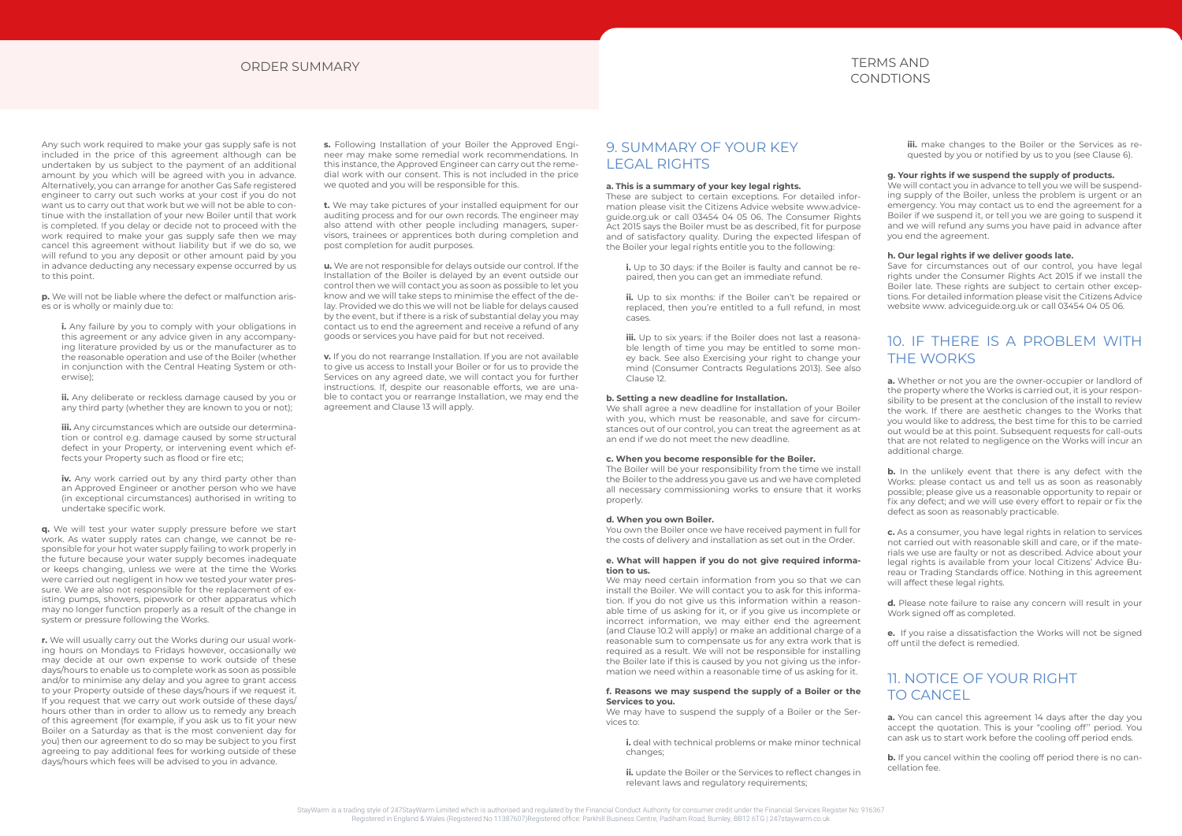ORDER SUMMARY

TERMS AND CONDTIONS

Any such work required to make your gas supply safe is not included in the price of this agreement although can be undertaken by us subject to the payment of an additional amount by you which will be agreed with you in advance. Alternatively, you can arrange for another Gas Safe registered engineer to carry out such works at your cost if you do not want us to carry out that work but we will not be able to continue with the installation of your new Boiler until that work is completed. If you delay or decide not to proceed with the work required to make your gas supply safe then we may cancel this agreement without liability but if we do so, we will refund to you any deposit or other amount paid by you in advance deducting any necessary expense occurred by us to this point.

**p.** We will not be liable where the defect or malfunction arises or is wholly or mainly due to:

**i.** Any failure by you to comply with your obligations in this agreement or any advice given in any accompanying literature provided by us or the manufacturer as to the reasonable operation and use of the Boiler (whether in conjunction with the Central Heating System or otherwise);

**ii.** Any deliberate or reckless damage caused by you or any third party (whether they are known to you or not);

**iii.** Any circumstances which are outside our determination or control e.g. damage caused by some structural defect in your Property, or intervening event which effects your Property such as flood or fire etc;

**iv.** Any work carried out by any third party other than an Approved Engineer or another person who we have (in exceptional circumstances) authorised in writing to undertake specific work.

**q.** We will test your water supply pressure before we start work. As water supply rates can change, we cannot be responsible for your hot water supply failing to work properly in the future because your water supply becomes inadequate or keeps changing, unless we were at the time the Works were carried out negligent in how we tested your water pressure. We are also not responsible for the replacement of existing pumps, showers, pipework or other apparatus which may no longer function properly as a result of the change in system or pressure following the Works.

**r.** We will usually carry out the Works during our usual working hours on Mondays to Fridays however, occasionally we may decide at our own expense to work outside of these days/hours to enable us to complete work as soon as possible and/or to minimise any delay and you agree to grant access to your Property outside of these days/hours if we request it. If you request that we carry out work outside of these days/ hours other than in order to allow us to remedy any breach of this agreement (for example, if you ask us to fit your new Boiler on a Saturday as that is the most convenient day for you) then our agreement to do so may be subject to you first agreeing to pay additional fees for working outside of these days/hours which fees will be advised to you in advance.

**s.** Following Installation of your Boiler the Approved Engineer may make some remedial work recommendations. In this instance, the Approved Engineer can carry out the remedial work with our consent. This is not included in the price we quoted and you will be responsible for this.

**t.** We may take pictures of your installed equipment for our auditing process and for our own records. The engineer may also attend with other people including managers, supervisors, trainees or apprentices both during completion and post completion for audit purposes.

**u.** We are not responsible for delays outside our control. If the Installation of the Boiler is delayed by an event outside our control then we will contact you as soon as possible to let you know and we will take steps to minimise the effect of the delay. Provided we do this we will not be liable for delays caused by the event, but if there is a risk of substantial delay you may contact us to end the agreement and receive a refund of any goods or services you have paid for but not received.

**v.** If you do not rearrange Installation. If you are not available to give us access to Install your Boiler or for us to provide the Services on any agreed date, we will contact you for further instructions. If, despite our reasonable efforts, we are unable to contact you or rearrange Installation, we may end the agreement and Clause 13 will apply.

## 9. SUMMARY OF YOUR KEY LEGAL RIGHTS

**a. This is a summary of your key legal rights.**
These are subject to certain exceptions. For detailed information please visit the Citizens Advice website www.adviceguide.org.uk or call 03454 04 05 06. The Consumer Rights Act 2015 says the Boiler must be as described, fit for purpose and of satisfactory quality. During the expected lifespan of the Boiler your legal rights entitle you to the following:

**i.** Up to 30 days: if the Boiler is faulty and cannot be repaired, then you can get an immediate refund.

**ii.** Up to six months: if the Boiler can't be repaired or replaced, then you're entitled to a full refund, in most cases.

**iii.** Up to six years: if the Boiler does not last a reasonable length of time you may be entitled to some money back. See also Exercising your right to change your mind (Consumer Contracts Regulations 2013). See also Clause 12.

**b. Setting a new deadline for Installation.**
We shall agree a new deadline for installation of your Boiler with you, which must be reasonable, and save for circumstances out of our control, you can treat the agreement as at an end if we do not meet the new deadline.

**c. When you become responsible for the Boiler.**
The Boiler will be your responsibility from the time we install the Boiler to the address you gave us and we have completed all necessary commissioning works to ensure that it works properly.

**d. When you own Boiler.**
You own the Boiler once we have received payment in full for the costs of delivery and installation as set out in the Order.

**e. What will happen if you do not give required information to us.**
We may need certain information from you so that we can install the Boiler. We will contact you to ask for this information. If you do not give us this information within a reasonable time of us asking for it, or if you give us incomplete or incorrect information, we may either end the agreement (and Clause 10.2 will apply) or make an additional charge of a reasonable sum to compensate us for any extra work that is required as a result. We will not be responsible for installing the Boiler late if this is caused by you not giving us the information we need within a reasonable time of us asking for it.

**f. Reasons we may suspend the supply of a Boiler or the Services to you.**
We may have to suspend the supply of a Boiler or the Services to:

**i.** deal with technical problems or make minor technical changes;

**ii.** update the Boiler or the Services to reflect changes in relevant laws and regulatory requirements;

**iii.** make changes to the Boiler or the Services as requested by you or notified by us to you (see Clause 6).

**g. Your rights if we suspend the supply of products.**
We will contact you in advance to tell you we will be suspending supply of the Boiler, unless the problem is urgent or an emergency. You may contact us to end the agreement for a Boiler if we suspend it, or tell you we are going to suspend it and we will refund any sums you have paid in advance after you end the agreement.

**h. Our legal rights if we deliver goods late.**
Save for circumstances out of our control, you have legal rights under the Consumer Rights Act 2015 if we install the Boiler late. These rights are subject to certain other exceptions. For detailed information please visit the Citizens Advice website www. adviceguide.org.uk or call 03454 04 05 06.

## 10. IF THERE IS A PROBLEM WITH THE WORKS

**a.** Whether or not you are the owner-occupier or landlord of the property where the Works is carried out, it is your responsibility to be present at the conclusion of the install to review the work. If there are aesthetic changes to the Works that you would like to address, the best time for this to be carried out would be at this point. Subsequent requests for call-outs that are not related to negligence on the Works will incur an additional charge.

**b.** In the unlikely event that there is any defect with the Works: please contact us and tell us as soon as reasonably possible; please give us a reasonable opportunity to repair or fix any defect; and we will use every effort to repair or fix the defect as soon as reasonably practicable.

**c.** As a consumer, you have legal rights in relation to services not carried out with reasonable skill and care, or if the materials we use are faulty or not as described. Advice about your legal rights is available from your local Citizens' Advice Bureau or Trading Standards office. Nothing in this agreement will affect these legal rights.

**d.** Please note failure to raise any concern will result in your Work signed off as completed.

**e.** If you raise a dissatisfaction the Works will not be signed off until the defect is remedied.

## 11. NOTICE OF YOUR RIGHT TO CANCEL

**a.** You can cancel this agreement 14 days after the day you accept the quotation. This is your "cooling off'' period. You can ask us to start work before the cooling off period ends.

**b.** If you cancel within the cooling off period there is no cancellation fee.

StayWarm is a trading style of 247StayWarm Limited which is authorised and regulated by the Financial Conduct Authority for consumer credit under the Financial Services Register No: 916367
Registered in England & Wales (Registered No 11387607)Registered office: Parkhill Business Centre, Padiham Road, Burnley, BB12 6TG | 247staywarm.co.uk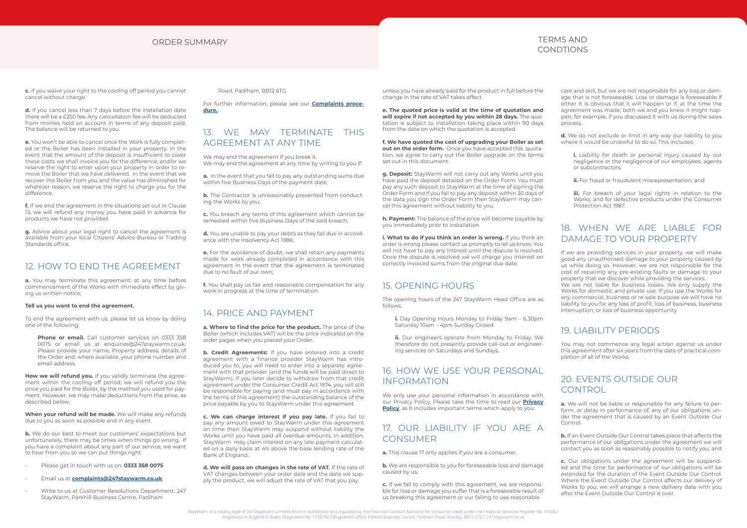c. If you waive your right to the cooling off period you cannot cancel without charge.

d. If you cancel less than 7 days before the installation date there will be a £250 fee. Any cancellation fee will be deducted from monies held on account in terms of any deposit paid. The balance will be returned to you.

e. You won't be able to cancel once the Work is fully completed or the Boiler has been installed in your property. In the event that the amount of the deposit is insufficient to cover these costs we shall invoice you for the difference; and/or we reserve the right to enter upon your property in order to remove the Boiler that we have delivered. In the event that we recover the Boiler from you and the value has diminished for whatever reason, we reserve the right to charge you for the difference.

f. If we end the agreement in the situations set out in Clause 13, we will refund any money you have paid in advance for products we have not provided.

g. Advice about your legal right to cancel the agreement is available from your local Citizens' Advice Bureau or Trading Standards office.

## 12. HOW TO END THE AGREEMENT

a. You may terminate this agreement: at any time before commencement of the Works with immediate effect by giving us written notice;

**Tell us you want to end the agreement.**

To end the agreement with us, please let us know by doing one of the following:

**Phone or email.** Call customer services on 0333 358 0075 or email us at enquiries@247staywarm.co.uk. Please provide your name, Property address, details of the Order and, where available, your phone number and email address.

**How we will refund you.** If you validly terminate the agreement within the cooling off period, we will refund you the price you paid for the Boiler, by the method you used for payment. However, we may make deductions from the price, as described below.

**When your refund will be made.** We will make any refunds due to you as soon as possible and in any event.

**b.** We do our best to meet our customers' expectations but unfortunately, there may be times when things go wrong. If you have a complaint about any part of our service, we want to hear from you so we can put things right.

- Please get in touch with us on: **0333 358 0075**
- Email us at **complaints@247staywarm.co.uk**
- Write to us at Customer Resolutions Department, 247 StayWarm, Parkhill Business Centre, Padiham Road, Padiham, BB12 6TG

For further information, please see our **Complaints procedure.**

## 13. WE MAY TERMINATE THIS AGREEMENT AT ANY TIME

We may end the agreement if you break it.
We may end the agreement at any time by writing to you if:

**a.** In the event that you fail to pay any outstanding sums due within five Business Days of the payment date;

**b.** The Contractor is unreasonably prevented from conducting the Works by you;

**c.** You breach any terms of this agreement which cannot be remedied within five Business Days of the said breach;

**d.** You are unable to pay your debts as they fall due in accordance with the Insolvency Act 1986;

**e.** For the avoidance of doubt, we shall retain any payments made for work already completed in accordance with this agreement in the event that the agreement is terminated due to no fault of our own;

**f.** You shall pay us fair and reasonable compensation for any work in progress at the time of termination.

## 14. PRICE AND PAYMENT

**a. Where to find the price for the product.** The price of the Boiler (which includes VAT) will be the price indicated on the order pages when you placed your Order.

**b. Credit Agreements:** If you have entered into a credit agreement with a finance provider StayWarm has introduced you to, you will need to enter into a separate agreement with that provider (and the funds will be paid direct to StayWarm). If you later decide to withdraw from that credit agreement under the Consumer Credit Act 1974, you will still be responsible for paying (and must pay in accordance with the terms of this agreement) the outstanding balance of the price payable by you to StayWarm under this agreement.

**c. We can charge interest if you pay late.** If you fail to pay any amount owed to StayWarm under this agreement on time then StayWarm may suspend without liability the Works until you have paid all overdue amounts. In addition, StayWarm may claim interest on any late payment calculated on a daily basis at 4% above the base lending rate of the Bank of England.

**d. We will pass on changes in the rate of VAT.** If the rate of VAT changes between your order date and the date we supply the product, we will adjust the rate of VAT that you pay, unless you have already paid for the product in full before the change in the rate of VAT takes effect.

**e. The quoted price is valid at the time of quotation and will expire if not accepted by you within 28 days.** The quotation is subject to installation taking place within 90 days from the date on which the quotation is accepted.

**f. We have quoted the cost of upgrading your Boiler as set out on the order form.** Once you have accepted this quotation, we agree to carry out the Boiler upgrade on the terms set out in this document.

**g. Deposit:** StayWarm will not carry out any Works until you have paid the deposit detailed on the Order Form. You must pay any such deposit to StayWarm at the time of signing the Order Form and if you fail to pay any deposit within 30 days of the date you sign the Order Form then StayWarm may cancel this agreement without liability to you.

**h. Payment:** The balance of the price will become payable by you immediately prior to Installation.

**i. What to do if you think an order is wrong.** If you think an order is wrong please contact us promptly to let us know. You will not have to pay any interest until the dispute is resolved. Once the dispute is resolved we will charge you interest on correctly invoiced sums from the original due date.

## 15. OPENING HOURS

The opening hours of the 247 StayWarm Head Office are as follows:

**i.** Day Opening Hours Monday to Friday 9am – 6.30pm Saturday 10am – 4pm Sunday Closed

**ii.** Our engineers operate from Monday to Friday. We therefore do not presently provide call-out or engineering services on Saturdays and Sundays.

## 16. HOW WE USE YOUR PERSONAL INFORMATION

We only use your personal information in accordance with our Privacy Policy. Please take the time to read our **Privacy Policy**, as it includes important terms which apply to you.

## 17. OUR LIABILITY IF YOU ARE A CONSUMER

**a.** This clause 17 only applies if you are a consumer.

**b.** We are responsible to you for foreseeable loss and damage caused by us.

**c.** If we fail to comply with this agreement, we are responsible for loss or damage you suffer that is a foreseeable result of us breaking this agreement or our failing to use reasonable care and skill, but we are not responsible for any loss or damage that is not foreseeable. Loss or damage is foreseeable if either it is obvious that it will happen or if, at the time the agreement was made, both we and you knew it might happen, for example, if you discussed it with us during the sales process.

**d.** We do not exclude or limit in any way our liability to you where it would be unlawful to do so. This includes:

**i.** Liability for death or personal injury caused by our negligence or the negligence of our employees, agents or subcontractors;

**ii.** For fraud or fraudulent misrepresentation; and

**iii.** For breach of your legal rights in relation to the Works; and for defective products under the Consumer Protection Act 1987.

## 18. WHEN WE ARE LIABLE FOR DAMAGE TO YOUR PROPERTY

If we are providing services in your property, we will make good any unauthorised damage to your property caused by us while doing so. However, we are not responsible for the cost of repairing any pre-existing faults or damage to your property that we discover while providing the services.
We are not liable for business losses. We only supply the Works for domestic and private use. If you use the Works for any commercial, business or re-sale purpose we will have no liability to you for any loss of profit, loss of business, business interruption, or loss of business opportunity

## 19. LIABILITY PERIODS

You may not commence any legal action against us under this agreement after six years from the date of practical completion of all of the Works.

## 20. EVENTS OUTSIDE OUR CONTROL

**a.** We will not be liable or responsible for any failure to perform, or delay in performance of, any of our obligations under the agreement that is caused by an Event Outside Our Control.

**b.** If an Event Outside Our Control takes place that affects the performance of our obligations under the agreement we will contact you as soon as reasonably possible to notify you; and

**c.** Our obligations under the agreement will be suspended and the time for performance of our obligations will be extended for the duration of the Event Outside Our Control. Where the Event Outside Our Control affects our delivery of Works to you, we will arrange a new delivery date with you after the Event Outside Our Control is over.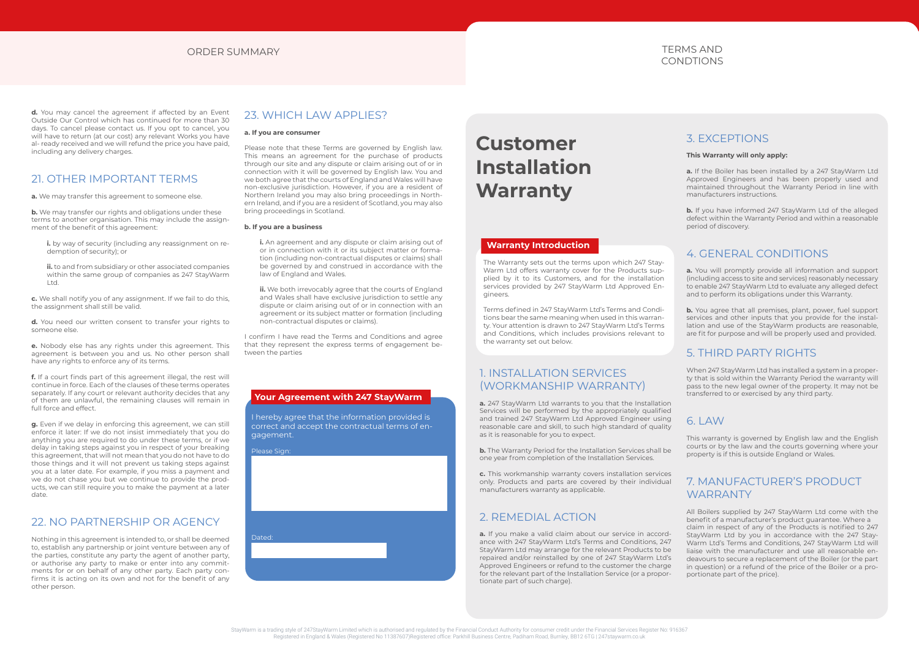ORDER SUMMARY

TERMS AND CONDTIONS

**d.** You may cancel the agreement if affected by an Event Outside Our Control which has continued for more than 30 days. To cancel please contact us. If you opt to cancel, you will have to return (at our cost) any relevant Works you have al- ready received and we will refund the price you have paid, including any delivery charges.

## 21. OTHER IMPORTANT TERMS

**a.** We may transfer this agreement to someone else.

**b.** We may transfer our rights and obligations under these terms to another organisation. This may include the assignment of the benefit of this agreement:

**i.** by way of security (including any reassignment on redemption of security); or

**ii.** to and from subsidiary or other associated companies within the same group of companies as 247 StayWarm Ltd.

**c.** We shall notify you of any assignment. If we fail to do this, the assignment shall still be valid.

**d.** You need our written consent to transfer your rights to someone else.

**e.** Nobody else has any rights under this agreement. This agreement is between you and us. No other person shall have any rights to enforce any of its terms.

**f.** If a court finds part of this agreement illegal, the rest will continue in force. Each of the clauses of these terms operates separately. If any court or relevant authority decides that any of them are unlawful, the remaining clauses will remain in full force and effect.

**g.** Even if we delay in enforcing this agreement, we can still enforce it later: If we do not insist immediately that you do anything you are required to do under these terms, or if we delay in taking steps against you in respect of your breaking this agreement, that will not mean that you do not have to do those things and it will not prevent us taking steps against you at a later date. For example, if you miss a payment and we do not chase you but we continue to provide the products, we can still require you to make the payment at a later date.

## 22. NO PARTNERSHIP OR AGENCY

Nothing in this agreement is intended to, or shall be deemed to, establish any partnership or joint venture between any of the parties, constitute any party the agent of another party, or authorise any party to make or enter into any commitments for or on behalf of any other party. Each party confirms it is acting on its own and not for the benefit of any other person.

## 23. WHICH LAW APPLIES?

**a. If you are consumer**

Please note that these Terms are governed by English law. This means an agreement for the purchase of products through our site and any dispute or claim arising out of or in connection with it will be governed by English law. You and we both agree that the courts of England and Wales will have non-exclusive jurisdiction. However, if you are a resident of Northern Ireland you may also bring proceedings in Northern Ireland, and if you are a resident of Scotland, you may also bring proceedings in Scotland.

**b. If you are a business**

**i.** An agreement and any dispute or claim arising out of or in connection with it or its subject matter or formation (including non-contractual disputes or claims) shall be governed by and construed in accordance with the law of England and Wales.

**ii.** We both irrevocably agree that the courts of England and Wales shall have exclusive jurisdiction to settle any dispute or claim arising out of or in connection with an agreement or its subject matter or formation (including non-contractual disputes or claims).

I confirm I have read the Terms and Conditions and agree that they represent the express terms of engagement between the parties

**Your Agreement with 247 StayWarm**

I hereby agree that the information provided is correct and accept the contractual terms of engagement.

Please Sign:

Dated:

# Customer Installation Warranty

**Warranty Introduction**

The Warranty sets out the terms upon which 247 StayWarm Ltd offers warranty cover for the Products supplied by it to its Customers, and for the installation services provided by 247 StayWarm Ltd Approved Engineers.

Terms defined in 247 StayWarm Ltd's Terms and Conditions bear the same meaning when used in this warranty. Your attention is drawn to 247 StayWarm Ltd's Terms and Conditions, which includes provisions relevant to the warranty set out below.

## 1. INSTALLATION SERVICES (WORKMANSHIP WARRANTY)

**a.** 247 StayWarm Ltd warrants to you that the Installation Services will be performed by the appropriately qualified and trained 247 StayWarm Ltd Approved Engineer using reasonable care and skill, to such high standard of quality as it is reasonable for you to expect.

**b.** The Warranty Period for the Installation Services shall be one year from completion of the Installation Services.

**c.** This workmanship warranty covers installation services only. Products and parts are covered by their individual manufacturers warranty as applicable.

## 2. REMEDIAL ACTION

**a.** If you make a valid claim about our service in accordance with 247 StayWarm Ltd's Terms and Conditions, 247 StayWarm Ltd may arrange for the relevant Products to be repaired and/or reinstalled by one of 247 StayWarm Ltd's Approved Engineers or refund to the customer the charge for the relevant part of the Installation Service (or a proportionate part of such charge).

## 3. EXCEPTIONS

**This Warranty will only apply:**

**a.** If the Boiler has been installed by a 247 StayWarm Ltd Approved Engineers and has been properly used and maintained throughout the Warranty Period in line with manufacturers instructions.

**b.** If you have informed 247 StayWarm Ltd of the alleged defect within the Warranty Period and within a reasonable period of discovery.

## 4. GENERAL CONDITIONS

**a.** You will promptly provide all information and support (including access to site and services) reasonably necessary to enable 247 StayWarm Ltd to evaluate any alleged defect and to perform its obligations under this Warranty.

**b.** You agree that all premises, plant, power, fuel support services and other inputs that you provide for the installation and use of the StayWarm products are reasonable, are fit for purpose and will be properly used and provided.

## 5. THIRD PARTY RIGHTS

When 247 StayWarm Ltd has installed a system in a property that is sold within the Warranty Period the warranty will pass to the new legal owner of the property. It may not be transferred to or exercised by any third party.

## 6. LAW

This warranty is governed by English law and the English courts or by the law and the courts governing where your property is if this is outside England or Wales.

## 7. MANUFACTURER'S PRODUCT WARRANTY

All Boilers supplied by 247 StayWarm Ltd come with the benefit of a manufacturer's product guarantee. Where a claim in respect of any of the Products is notified to 247 StayWarm Ltd by you in accordance with the 247 StayWarm Ltd's Terms and Conditions, 247 StayWarm Ltd will liaise with the manufacturer and use all reasonable endeavours to secure a replacement of the Boiler (or the part in question) or a refund of the price of the Boiler or a proportionate part of the price).

StayWarm is a trading style of 247StayWarm Limited which is authorised and regulated by the Financial Conduct Authority for consumer credit under the Financial Services Register No; 916367
Registered in England & Wales (Registered No 11387607)Registered office: Parkhill Business Centre, Padiham Road, Burnley, BB12 6TG | 247staywarm.co.uk